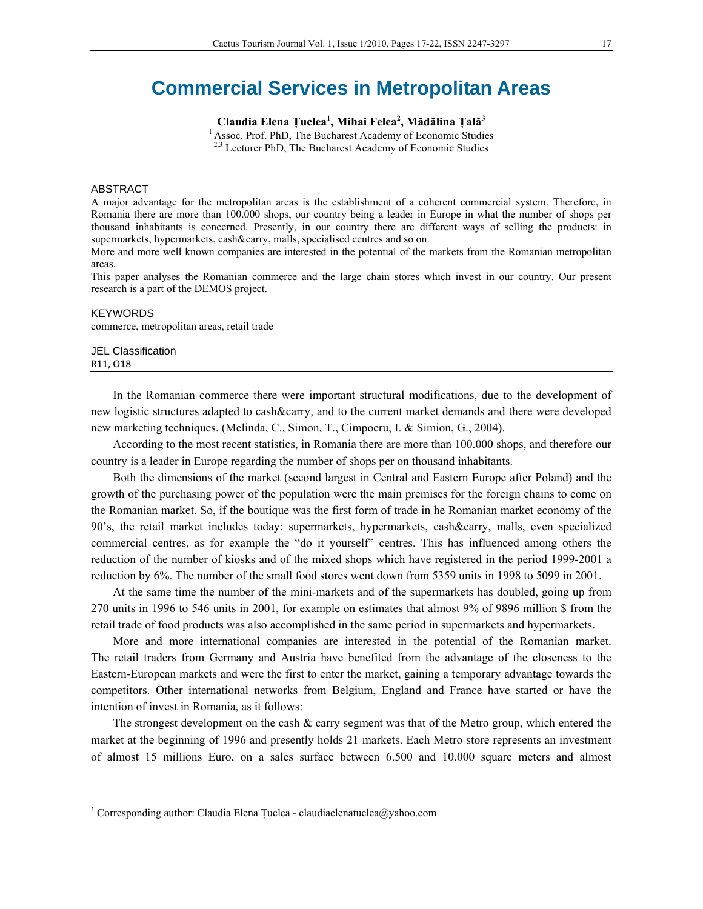# Commercial Services in Metropolitan Areas

**Claudia Elena Ţuclea[1], Mihai Felea[2], Mădălina Ţală[3]**

[1] Assoc. Prof. PhD, The Bucharest Academy of Economic Studies
[2,3] Lecturer PhD, The Bucharest Academy of Economic Studies

## ABSTRACT

A major advantage for the metropolitan areas is the establishment of a coherent commercial system. Therefore, in Romania there are more than 100.000 shops, our country being a leader in Europe in what the number of shops per thousand inhabitants is concerned. Presently, in our country there are different ways of selling the products: in supermarkets, hypermarkets, cash&carry, malls, specialised centres and so on.

More and more well known companies are interested in the potential of the markets from the Romanian metropolitan areas.

This paper analyses the Romanian commerce and the large chain stores which invest in our country. Our present research is a part of the DEMOS project.

## KEYWORDS

commerce, metropolitan areas, retail trade

## JEL Classification

R11, O18

---

In the Romanian commerce there were important structural modifications, due to the development of new logistic structures adapted to cash&carry, and to the current market demands and there were developed new marketing techniques. (Melinda, C., Simon, T., Cimpoeru, I. & Simion, G., 2004).

According to the most recent statistics, in Romania there are more than 100.000 shops, and therefore our country is a leader in Europe regarding the number of shops per on thousand inhabitants.

Both the dimensions of the market (second largest in Central and Eastern Europe after Poland) and the growth of the purchasing power of the population were the main premises for the foreign chains to come on the Romanian market. So, if the boutique was the first form of trade in he Romanian market economy of the 90's, the retail market includes today: supermarkets, hypermarkets, cash&carry, malls, even specialized commercial centres, as for example the "do it yourself" centres. This has influenced among others the reduction of the number of kiosks and of the mixed shops which have registered in the period 1999-2001 a reduction by 6%. The number of the small food stores went down from 5359 units in 1998 to 5099 in 2001.

At the same time the number of the mini-markets and of the supermarkets has doubled, going up from 270 units in 1996 to 546 units in 2001, for example on estimates that almost 9% of 9896 million $ from the retail trade of food products was also accomplished in the same period in supermarkets and hypermarkets.

More and more international companies are interested in the potential of the Romanian market. The retail traders from Germany and Austria have benefited from the advantage of the closeness to the Eastern-European markets and were the first to enter the market, gaining a temporary advantage towards the competitors. Other international networks from Belgium, England and France have started or have the intention of invest in Romania, as it follows:

The strongest development on the cash & carry segment was that of the Metro group, which entered the market at the beginning of 1996 and presently holds 21 markets. Each Metro store represents an investment of almost 15 millions Euro, on a sales surface between 6.500 and 10.000 square meters and almost

---

[1] Corresponding author: Claudia Elena Ţuclea - claudiaelenatuclea@yahoo.com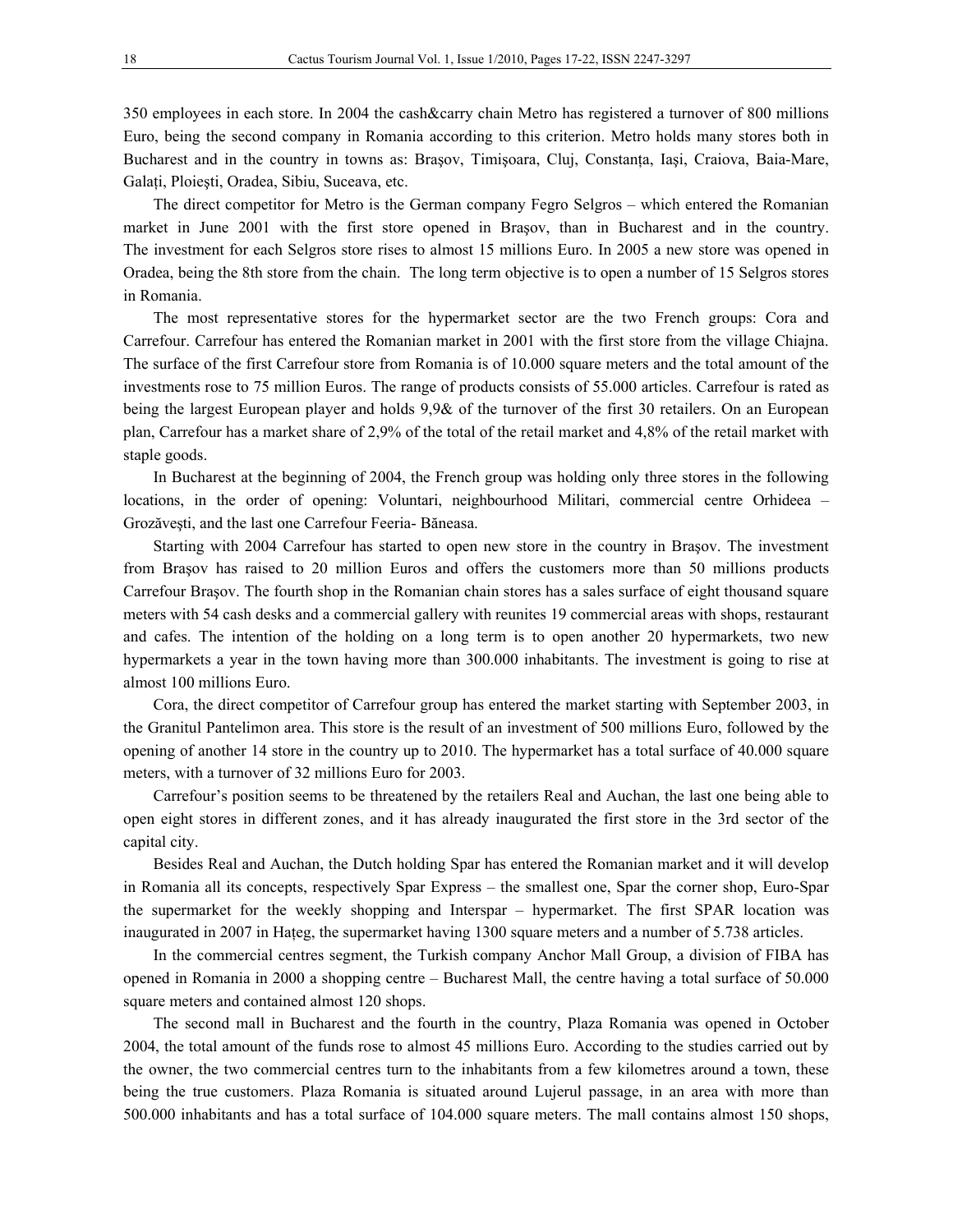350 employees in each store. In 2004 the cash&carry chain Metro has registered a turnover of 800 millions Euro, being the second company in Romania according to this criterion. Metro holds many stores both in Bucharest and in the country in towns as: Braşov, Timişoara, Cluj, Constanța, Iaşi, Craiova, Baia-Mare, Galați, Ploieşti, Oradea, Sibiu, Suceava, etc.

The direct competitor for Metro is the German company Fegro Selgros – which entered the Romanian market in June 2001 with the first store opened in Braşov, than in Bucharest and in the country. The investment for each Selgros store rises to almost 15 millions Euro. In 2005 a new store was opened in Oradea, being the 8th store from the chain. The long term objective is to open a number of 15 Selgros stores in Romania.

The most representative stores for the hypermarket sector are the two French groups: Cora and Carrefour. Carrefour has entered the Romanian market in 2001 with the first store from the village Chiajna. The surface of the first Carrefour store from Romania is of 10.000 square meters and the total amount of the investments rose to 75 million Euros. The range of products consists of 55.000 articles. Carrefour is rated as being the largest European player and holds 9,9& of the turnover of the first 30 retailers. On an European plan, Carrefour has a market share of 2,9% of the total of the retail market and 4,8% of the retail market with staple goods.

In Bucharest at the beginning of 2004, the French group was holding only three stores in the following locations, in the order of opening: Voluntari, neighbourhood Militari, commercial centre Orhideea – Grozăveşti, and the last one Carrefour Feeria- Băneasa.

Starting with 2004 Carrefour has started to open new store in the country in Braşov. The investment from Braşov has raised to 20 million Euros and offers the customers more than 50 millions products Carrefour Braşov. The fourth shop in the Romanian chain stores has a sales surface of eight thousand square meters with 54 cash desks and a commercial gallery with reunites 19 commercial areas with shops, restaurant and cafes. The intention of the holding on a long term is to open another 20 hypermarkets, two new hypermarkets a year in the town having more than 300.000 inhabitants. The investment is going to rise at almost 100 millions Euro.

Cora, the direct competitor of Carrefour group has entered the market starting with September 2003, in the Granitul Pantelimon area. This store is the result of an investment of 500 millions Euro, followed by the opening of another 14 store in the country up to 2010. The hypermarket has a total surface of 40.000 square meters, with a turnover of 32 millions Euro for 2003.

Carrefour's position seems to be threatened by the retailers Real and Auchan, the last one being able to open eight stores in different zones, and it has already inaugurated the first store in the 3rd sector of the capital city.

Besides Real and Auchan, the Dutch holding Spar has entered the Romanian market and it will develop in Romania all its concepts, respectively Spar Express – the smallest one, Spar the corner shop, Euro-Spar the supermarket for the weekly shopping and Interspar – hypermarket. The first SPAR location was inaugurated in 2007 in Hațeg, the supermarket having 1300 square meters and a number of 5.738 articles.

In the commercial centres segment, the Turkish company Anchor Mall Group, a division of FIBA has opened in Romania in 2000 a shopping centre – Bucharest Mall, the centre having a total surface of 50.000 square meters and contained almost 120 shops.

The second mall in Bucharest and the fourth in the country, Plaza Romania was opened in October 2004, the total amount of the funds rose to almost 45 millions Euro. According to the studies carried out by the owner, the two commercial centres turn to the inhabitants from a few kilometres around a town, these being the true customers. Plaza Romania is situated around Lujerul passage, in an area with more than 500.000 inhabitants and has a total surface of 104.000 square meters. The mall contains almost 150 shops,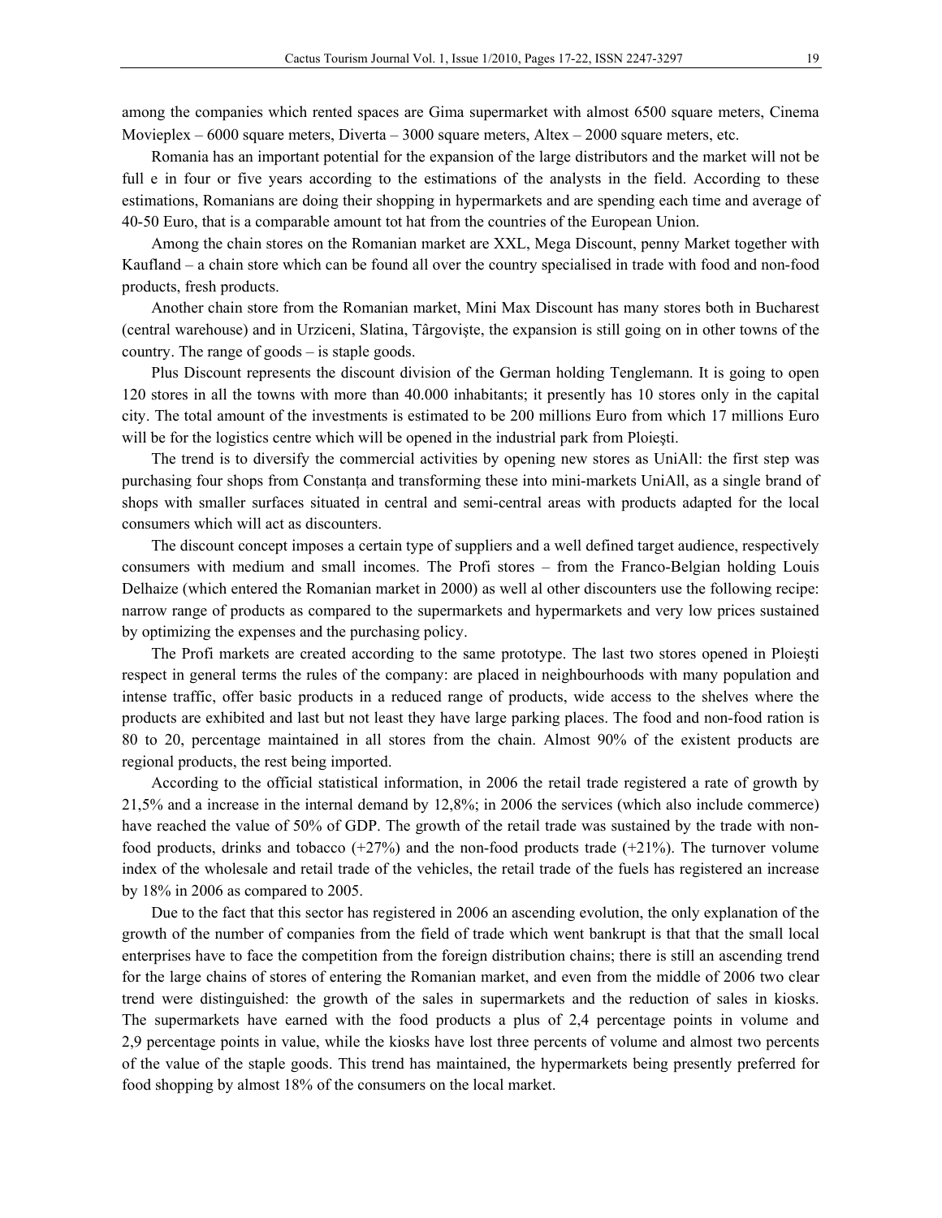among the companies which rented spaces are Gima supermarket with almost 6500 square meters, Cinema Movieplex – 6000 square meters, Diverta – 3000 square meters, Altex – 2000 square meters, etc.

Romania has an important potential for the expansion of the large distributors and the market will not be full e in four or five years according to the estimations of the analysts in the field. According to these estimations, Romanians are doing their shopping in hypermarkets and are spending each time and average of 40-50 Euro, that is a comparable amount tot hat from the countries of the European Union.

Among the chain stores on the Romanian market are XXL, Mega Discount, penny Market together with Kaufland – a chain store which can be found all over the country specialised in trade with food and non-food products, fresh products.

Another chain store from the Romanian market, Mini Max Discount has many stores both in Bucharest (central warehouse) and in Urziceni, Slatina, Târgovişte, the expansion is still going on in other towns of the country. The range of goods – is staple goods.

Plus Discount represents the discount division of the German holding Tenglemann. It is going to open 120 stores in all the towns with more than 40.000 inhabitants; it presently has 10 stores only in the capital city. The total amount of the investments is estimated to be 200 millions Euro from which 17 millions Euro will be for the logistics centre which will be opened in the industrial park from Ploieşti.

The trend is to diversify the commercial activities by opening new stores as UniAll: the first step was purchasing four shops from Constanţa and transforming these into mini-markets UniAll, as a single brand of shops with smaller surfaces situated in central and semi-central areas with products adapted for the local consumers which will act as discounters.

The discount concept imposes a certain type of suppliers and a well defined target audience, respectively consumers with medium and small incomes. The Profi stores – from the Franco-Belgian holding Louis Delhaize (which entered the Romanian market in 2000) as well al other discounters use the following recipe: narrow range of products as compared to the supermarkets and hypermarkets and very low prices sustained by optimizing the expenses and the purchasing policy.

The Profi markets are created according to the same prototype. The last two stores opened in Ploieşti respect in general terms the rules of the company: are placed in neighbourhoods with many population and intense traffic, offer basic products in a reduced range of products, wide access to the shelves where the products are exhibited and last but not least they have large parking places. The food and non-food ration is 80 to 20, percentage maintained in all stores from the chain. Almost 90% of the existent products are regional products, the rest being imported.

According to the official statistical information, in 2006 the retail trade registered a rate of growth by 21,5% and a increase in the internal demand by 12,8%; in 2006 the services (which also include commerce) have reached the value of 50% of GDP. The growth of the retail trade was sustained by the trade with non-food products, drinks and tobacco (+27%) and the non-food products trade (+21%). The turnover volume index of the wholesale and retail trade of the vehicles, the retail trade of the fuels has registered an increase by 18% in 2006 as compared to 2005.

Due to the fact that this sector has registered in 2006 an ascending evolution, the only explanation of the growth of the number of companies from the field of trade which went bankrupt is that that the small local enterprises have to face the competition from the foreign distribution chains; there is still an ascending trend for the large chains of stores of entering the Romanian market, and even from the middle of 2006 two clear trend were distinguished: the growth of the sales in supermarkets and the reduction of sales in kiosks. The supermarkets have earned with the food products a plus of 2,4 percentage points in volume and 2,9 percentage points in value, while the kiosks have lost three percents of volume and almost two percents of the value of the staple goods. This trend has maintained, the hypermarkets being presently preferred for food shopping by almost 18% of the consumers on the local market.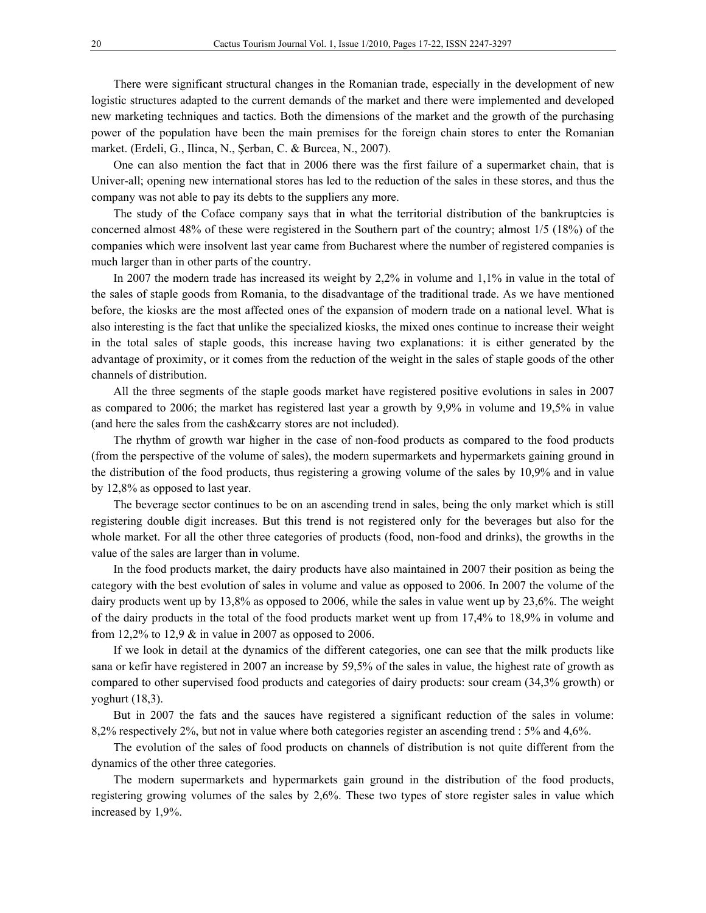There were significant structural changes in the Romanian trade, especially in the development of new logistic structures adapted to the current demands of the market and there were implemented and developed new marketing techniques and tactics. Both the dimensions of the market and the growth of the purchasing power of the population have been the main premises for the foreign chain stores to enter the Romanian market. (Erdeli, G., Ilinca, N., Şerban, C. & Burcea, N., 2007).

One can also mention the fact that in 2006 there was the first failure of a supermarket chain, that is Univer-all; opening new international stores has led to the reduction of the sales in these stores, and thus the company was not able to pay its debts to the suppliers any more.

The study of the Coface company says that in what the territorial distribution of the bankruptcies is concerned almost 48% of these were registered in the Southern part of the country; almost 1/5 (18%) of the companies which were insolvent last year came from Bucharest where the number of registered companies is much larger than in other parts of the country.

In 2007 the modern trade has increased its weight by 2,2% in volume and 1,1% in value in the total of the sales of staple goods from Romania, to the disadvantage of the traditional trade. As we have mentioned before, the kiosks are the most affected ones of the expansion of modern trade on a national level. What is also interesting is the fact that unlike the specialized kiosks, the mixed ones continue to increase their weight in the total sales of staple goods, this increase having two explanations: it is either generated by the advantage of proximity, or it comes from the reduction of the weight in the sales of staple goods of the other channels of distribution.

All the three segments of the staple goods market have registered positive evolutions in sales in 2007 as compared to 2006; the market has registered last year a growth by 9,9% in volume and 19,5% in value (and here the sales from the cash&carry stores are not included).

The rhythm of growth war higher in the case of non-food products as compared to the food products (from the perspective of the volume of sales), the modern supermarkets and hypermarkets gaining ground in the distribution of the food products, thus registering a growing volume of the sales by 10,9% and in value by 12,8% as opposed to last year.

The beverage sector continues to be on an ascending trend in sales, being the only market which is still registering double digit increases. But this trend is not registered only for the beverages but also for the whole market. For all the other three categories of products (food, non-food and drinks), the growths in the value of the sales are larger than in volume.

In the food products market, the dairy products have also maintained in 2007 their position as being the category with the best evolution of sales in volume and value as opposed to 2006. In 2007 the volume of the dairy products went up by 13,8% as opposed to 2006, while the sales in value went up by 23,6%. The weight of the dairy products in the total of the food products market went up from 17,4% to 18,9% in volume and from 12,2% to 12,9 & in value in 2007 as opposed to 2006.

If we look in detail at the dynamics of the different categories, one can see that the milk products like sana or kefir have registered in 2007 an increase by 59,5% of the sales in value, the highest rate of growth as compared to other supervised food products and categories of dairy products: sour cream (34,3% growth) or yoghurt (18,3).

But in 2007 the fats and the sauces have registered a significant reduction of the sales in volume: 8,2% respectively 2%, but not in value where both categories register an ascending trend : 5% and 4,6%.

The evolution of the sales of food products on channels of distribution is not quite different from the dynamics of the other three categories.

The modern supermarkets and hypermarkets gain ground in the distribution of the food products, registering growing volumes of the sales by 2,6%. These two types of store register sales in value which increased by 1,9%.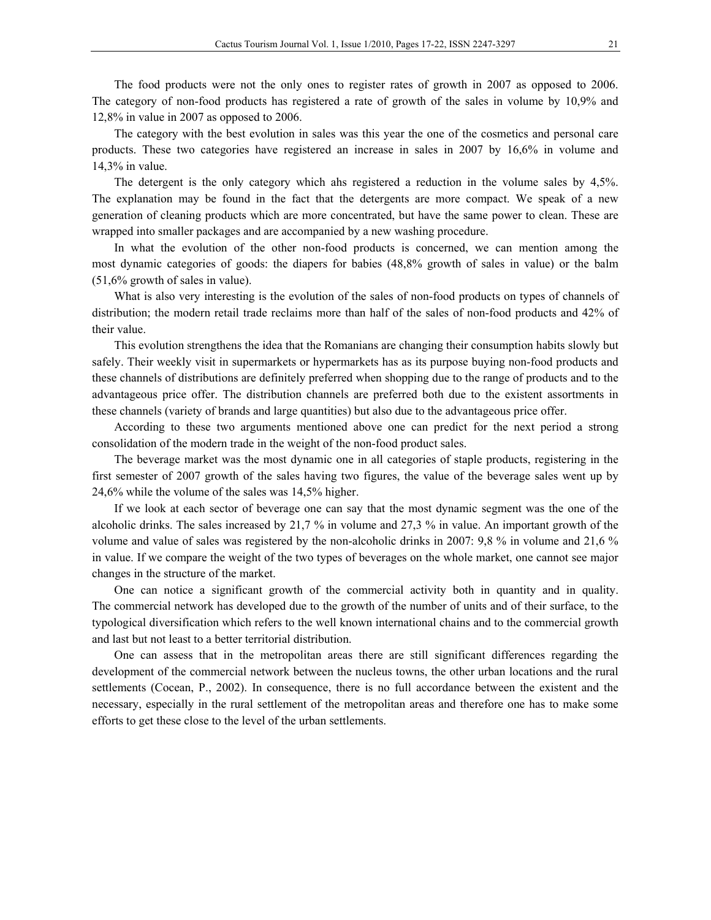The food products were not the only ones to register rates of growth in 2007 as opposed to 2006. The category of non-food products has registered a rate of growth of the sales in volume by 10,9% and 12,8% in value in 2007 as opposed to 2006.

The category with the best evolution in sales was this year the one of the cosmetics and personal care products. These two categories have registered an increase in sales in 2007 by 16,6% in volume and 14,3% in value.

The detergent is the only category which ahs registered a reduction in the volume sales by 4,5%. The explanation may be found in the fact that the detergents are more compact. We speak of a new generation of cleaning products which are more concentrated, but have the same power to clean. These are wrapped into smaller packages and are accompanied by a new washing procedure.

In what the evolution of the other non-food products is concerned, we can mention among the most dynamic categories of goods: the diapers for babies (48,8% growth of sales in value) or the balm (51,6% growth of sales in value).

What is also very interesting is the evolution of the sales of non-food products on types of channels of distribution; the modern retail trade reclaims more than half of the sales of non-food products and 42% of their value.

This evolution strengthens the idea that the Romanians are changing their consumption habits slowly but safely. Their weekly visit in supermarkets or hypermarkets has as its purpose buying non-food products and these channels of distributions are definitely preferred when shopping due to the range of products and to the advantageous price offer. The distribution channels are preferred both due to the existent assortments in these channels (variety of brands and large quantities) but also due to the advantageous price offer.

According to these two arguments mentioned above one can predict for the next period a strong consolidation of the modern trade in the weight of the non-food product sales.

The beverage market was the most dynamic one in all categories of staple products, registering in the first semester of 2007 growth of the sales having two figures, the value of the beverage sales went up by 24,6% while the volume of the sales was 14,5% higher.

If we look at each sector of beverage one can say that the most dynamic segment was the one of the alcoholic drinks. The sales increased by 21,7 % in volume and 27,3 % in value. An important growth of the volume and value of sales was registered by the non-alcoholic drinks in 2007: 9,8 % in volume and 21,6 % in value. If we compare the weight of the two types of beverages on the whole market, one cannot see major changes in the structure of the market.

One can notice a significant growth of the commercial activity both in quantity and in quality. The commercial network has developed due to the growth of the number of units and of their surface, to the typological diversification which refers to the well known international chains and to the commercial growth and last but not least to a better territorial distribution.

One can assess that in the metropolitan areas there are still significant differences regarding the development of the commercial network between the nucleus towns, the other urban locations and the rural settlements (Cocean, P., 2002). In consequence, there is no full accordance between the existent and the necessary, especially in the rural settlement of the metropolitan areas and therefore one has to make some efforts to get these close to the level of the urban settlements.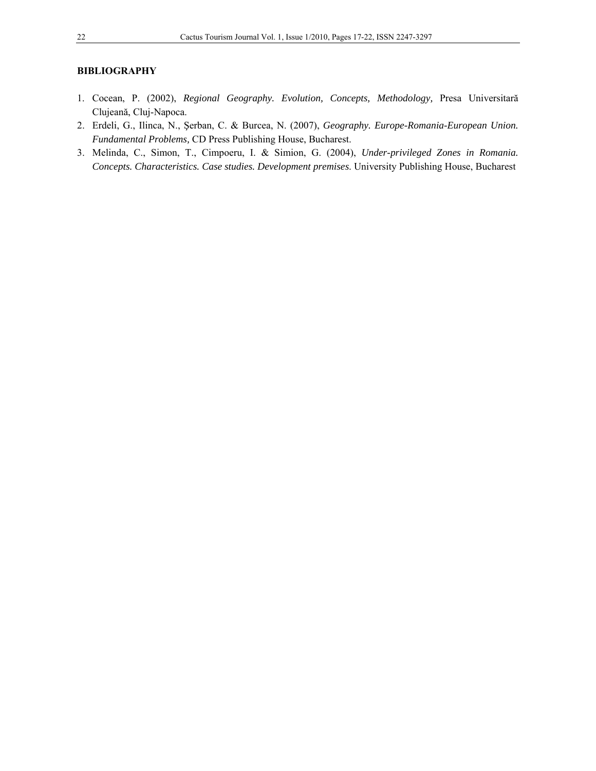## BIBLIOGRAPHY

1. Cocean, P. (2002), *Regional Geography. Evolution, Concepts, Methodology,* Presa Universitară Clujeană, Cluj-Napoca.
2. Erdeli, G., Ilinca, N., Şerban, C. & Burcea, N. (2007), *Geography. Europe-Romania-European Union. Fundamental Problems,* CD Press Publishing House, Bucharest.
3. Melinda, C., Simon, T., Cimpoeru, I. & Simion, G. (2004), *Under-privileged Zones in Romania. Concepts. Characteristics. Case studies. Development premises*. University Publishing House, Bucharest